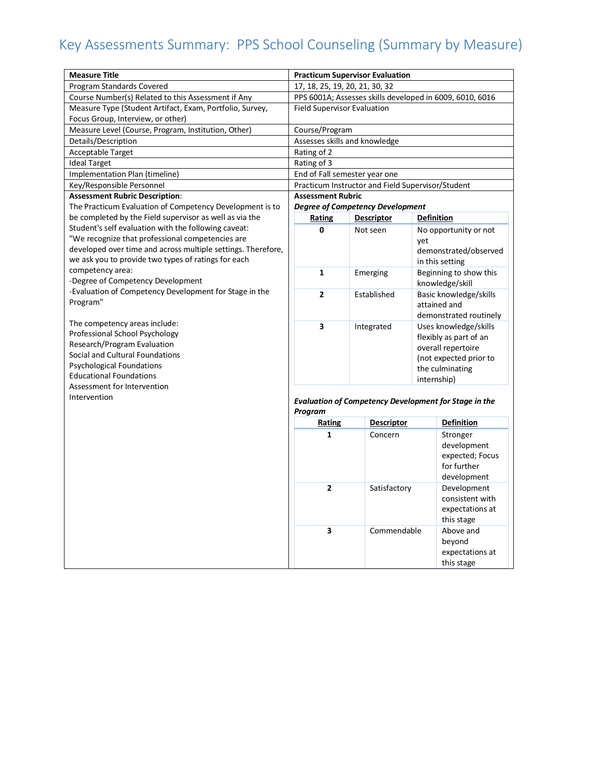# Key Assessments Summary: PPS School Counseling (Summary by Measure)

| Measure Title | Practicum Supervisor Evaluation |
|---|---|
| Program Standards Covered | 17, 18, 25, 19, 20, 21, 30, 32 |
| Course Number(s) Related to this Assessment if Any | PPS 6001A; Assesses skills developed in 6009, 6010, 6016 |
| Measure Type (Student Artifact, Exam, Portfolio, Survey, Focus Group, Interview, or other) | Field Supervisor Evaluation |
| Measure Level (Course, Program, Institution, Other) | Course/Program |
| Details/Description | Assesses skills and knowledge |
| Acceptable Target | Rating of 2 |
| Ideal Target | Rating of 3 |
| Implementation Plan (timeline) | End of Fall semester year one |
| Key/Responsible Personnel | Practicum Instructor and Field Supervisor/Student |

**Assessment Rubric Description**:

The Practicum Evaluation of Competency Development is to be completed by the Field supervisor as well as via the Student's self evaluation with the following caveat:

"We recognize that professional competencies are developed over time and across multiple settings. Therefore, we ask you to provide two types of ratings for each competency area:

-Degree of Competency Development

-Evaluation of Competency Development for Stage in the Program"

The competency areas include:

Professional School Psychology

Research/Program Evaluation

Social and Cultural Foundations

Psychological Foundations

Educational Foundations

Assessment for Intervention

Intervention

**Assessment Rubric**

***Degree of Competency Development***

| Rating | Descriptor | Definition |
|---|---|---|
| 0 | Not seen | No opportunity or not yet demonstrated/observed in this setting |
| 1 | Emerging | Beginning to show this knowledge/skill |
| 2 | Established | Basic knowledge/skills attained and demonstrated routinely |
| 3 | Integrated | Uses knowledge/skills flexibly as part of an overall repertoire (not expected prior to the culminating internship) |

***Evaluation of Competency Development for Stage in the Program***

| Rating | Descriptor | Definition |
|---|---|---|
| 1 | Concern | Stronger development expected; Focus for further development |
| 2 | Satisfactory | Development consistent with expectations at this stage |
| 3 | Commendable | Above and beyond expectations at this stage |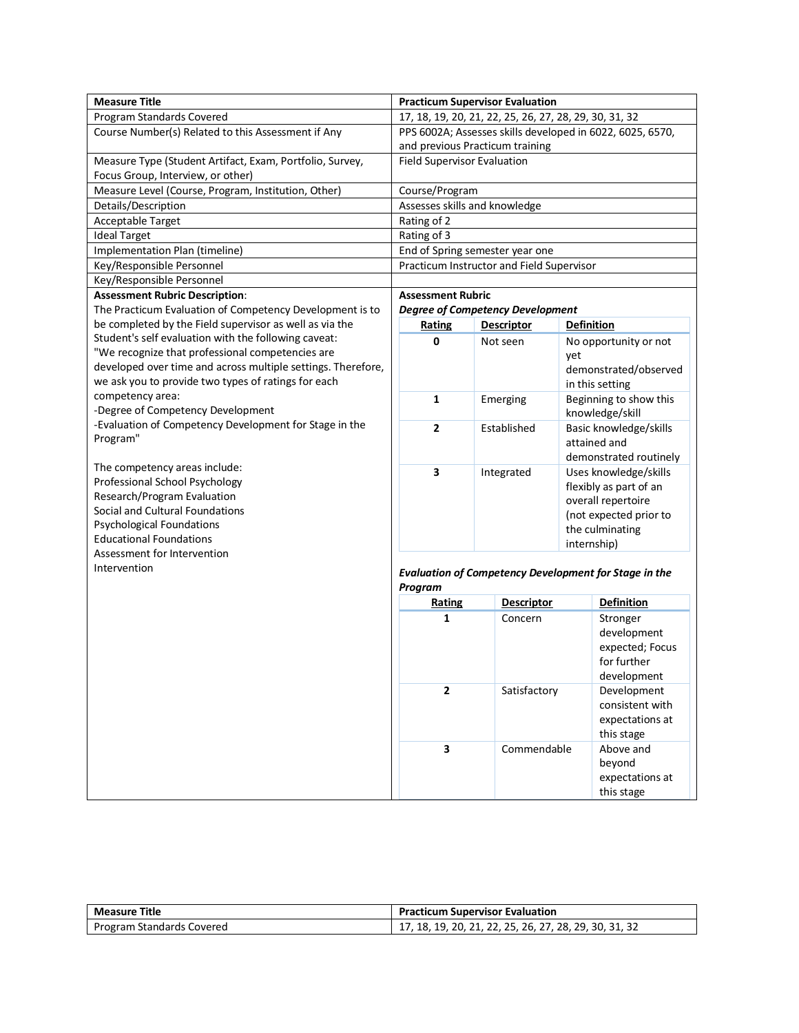| Measure Title | Practicum Supervisor Evaluation |
|---|---|
| Program Standards Covered | 17, 18, 19, 20, 21, 22, 25, 26, 27, 28, 29, 30, 31, 32 |
| Course Number(s) Related to this Assessment if Any | PPS 6002A; Assesses skills developed in 6022, 6025, 6570, and previous Practicum training |
| Measure Type (Student Artifact, Exam, Portfolio, Survey, Focus Group, Interview, or other) | Field Supervisor Evaluation |
| Measure Level (Course, Program, Institution, Other) | Course/Program |
| Details/Description | Assesses skills and knowledge |
| Acceptable Target | Rating of 2 |
| Ideal Target | Rating of 3 |
| Implementation Plan (timeline) | End of Spring semester year one |
| Key/Responsible Personnel | Practicum Instructor and Field Supervisor |
| Key/Responsible Personnel | |

**Assessment Rubric Description**:

The Practicum Evaluation of Competency Development is to be completed by the Field supervisor as well as via the Student's self evaluation with the following caveat: "We recognize that professional competencies are developed over time and across multiple settings. Therefore, we ask you to provide two types of ratings for each competency area:
-Degree of Competency Development
-Evaluation of Competency Development for Stage in the Program"

The competency areas include:
Professional School Psychology
Research/Program Evaluation
Social and Cultural Foundations
Psychological Foundations
Educational Foundations
Assessment for Intervention
Intervention

**Assessment Rubric**

***Degree of Competency Development***

| Rating | Descriptor | Definition |
|---|---|---|
| 0 | Not seen | No opportunity or not yet demonstrated/observed in this setting |
| 1 | Emerging | Beginning to show this knowledge/skill |
| 2 | Established | Basic knowledge/skills attained and demonstrated routinely |
| 3 | Integrated | Uses knowledge/skills flexibly as part of an overall repertoire (not expected prior to the culminating internship) |

***Evaluation of Competency Development for Stage in the Program***

| Rating | Descriptor | Definition |
|---|---|---|
| 1 | Concern | Stronger development expected; Focus for further development |
| 2 | Satisfactory | Development consistent with expectations at this stage |
| 3 | Commendable | Above and beyond expectations at this stage |

| Measure Title | Practicum Supervisor Evaluation |
|---|---|
| Program Standards Covered | 17, 18, 19, 20, 21, 22, 25, 26, 27, 28, 29, 30, 31, 32 |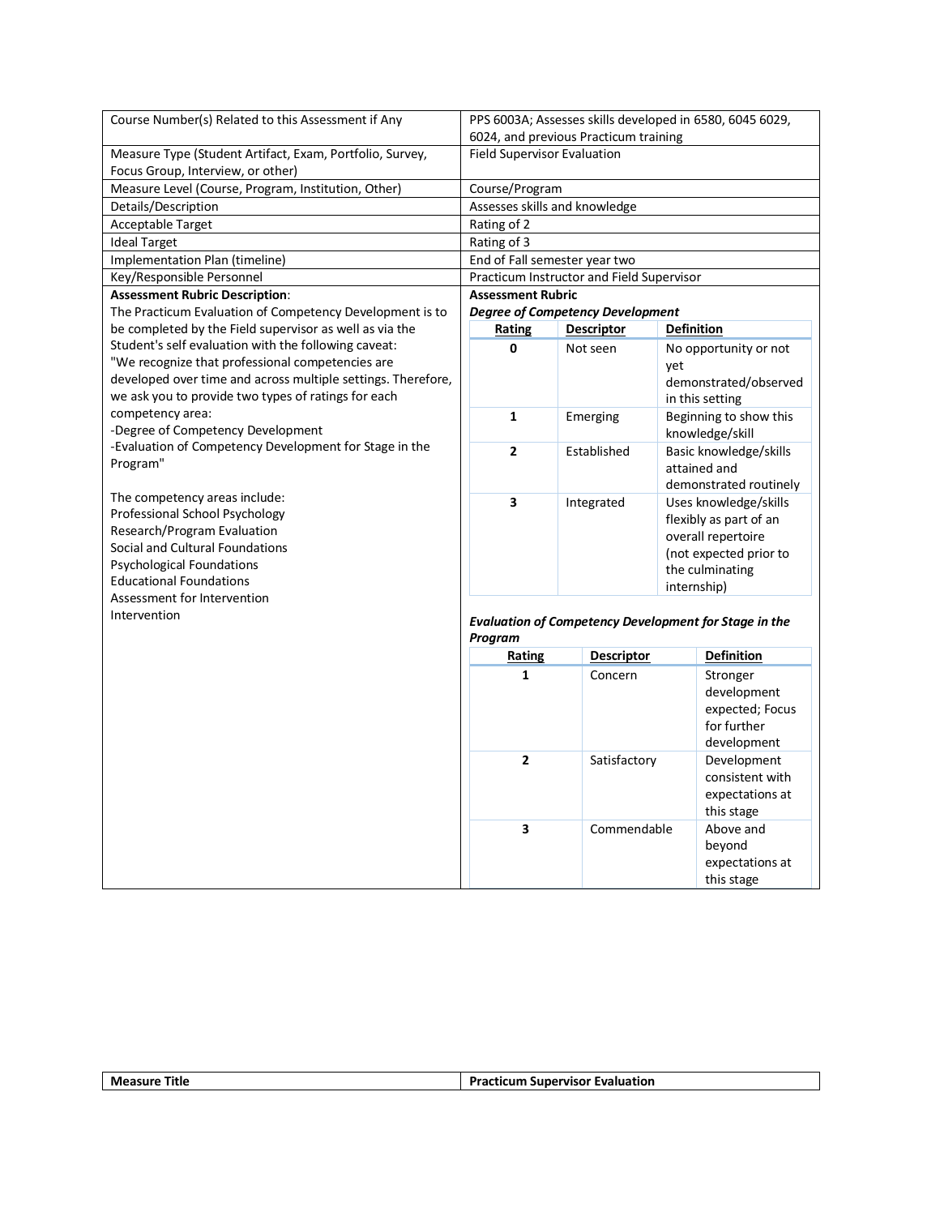| | |
|---|---|
| Course Number(s) Related to this Assessment if Any | PPS 6003A; Assesses skills developed in 6580, 6045 6029, 6024, and previous Practicum training |
| Measure Type (Student Artifact, Exam, Portfolio, Survey, Focus Group, Interview, or other) | Field Supervisor Evaluation |
| Measure Level (Course, Program, Institution, Other) | Course/Program |
| Details/Description | Assesses skills and knowledge |
| Acceptable Target | Rating of 2 |
| Ideal Target | Rating of 3 |
| Implementation Plan (timeline) | End of Fall semester year two |
| Key/Responsible Personnel | Practicum Instructor and Field Supervisor |

**Assessment Rubric Description**:

The Practicum Evaluation of Competency Development is to be completed by the Field supervisor as well as via the Student's self evaluation with the following caveat: "We recognize that professional competencies are developed over time and across multiple settings. Therefore, we ask you to provide two types of ratings for each competency area:

-Degree of Competency Development

-Evaluation of Competency Development for Stage in the Program"

The competency areas include:

Professional School Psychology

Research/Program Evaluation

Social and Cultural Foundations

Psychological Foundations

Educational Foundations

Assessment for Intervention

Intervention

**Assessment Rubric**

***Degree of Competency Development***

| Rating | Descriptor | Definition |
|---|---|---|
| **0** | Not seen | No opportunity or not yet demonstrated/observed in this setting |
| **1** | Emerging | Beginning to show this knowledge/skill |
| **2** | Established | Basic knowledge/skills attained and demonstrated routinely |
| **3** | Integrated | Uses knowledge/skills flexibly as part of an overall repertoire (not expected prior to the culminating internship) |

***Evaluation of Competency Development for Stage in the Program***

| Rating | Descriptor | Definition |
|---|---|---|
| **1** | Concern | Stronger development expected; Focus for further development |
| **2** | Satisfactory | Development consistent with expectations at this stage |
| **3** | Commendable | Above and beyond expectations at this stage |

| | |
|---|---|
| **Measure Title** | **Practicum Supervisor Evaluation** |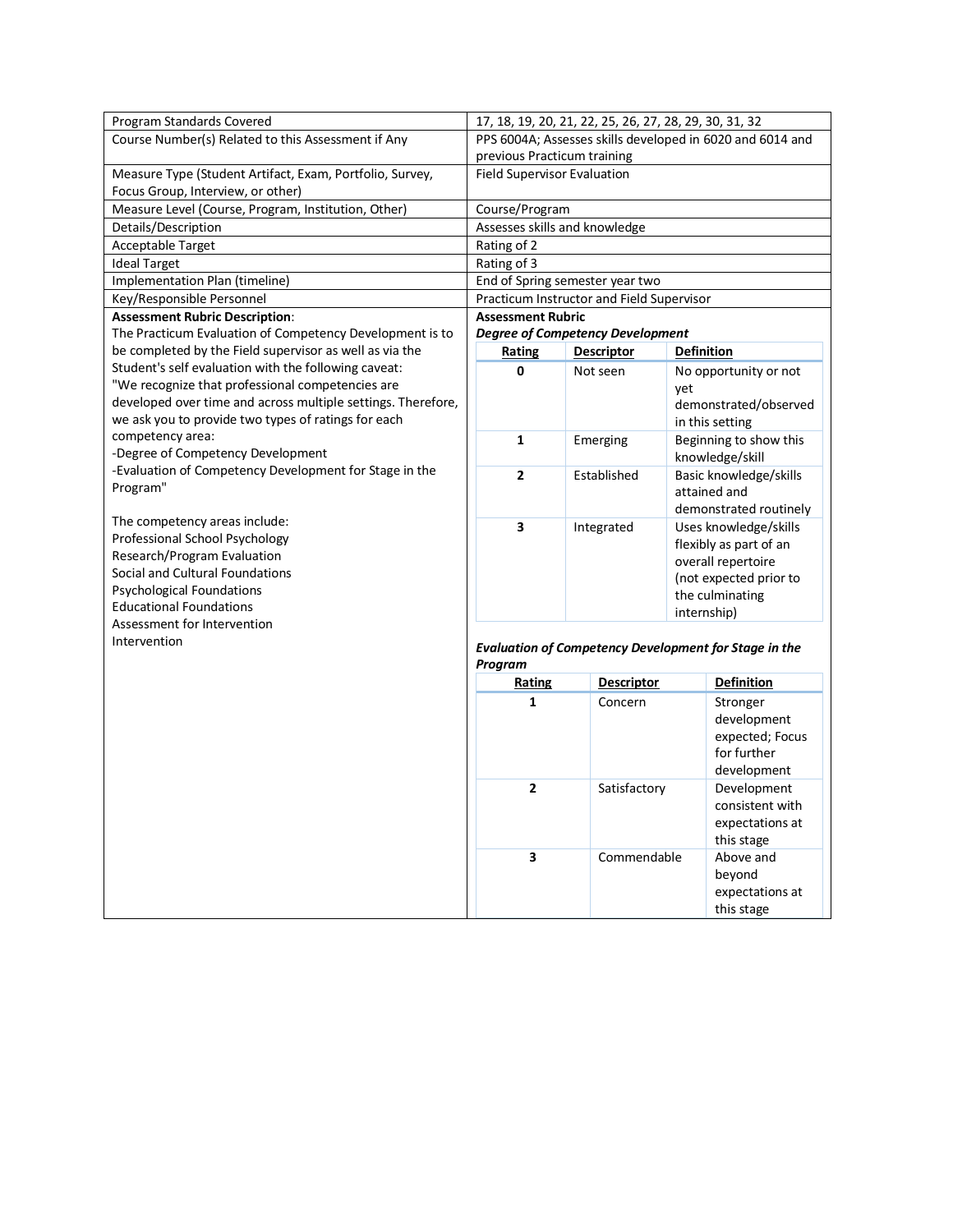| | |
|---|---|
| Program Standards Covered | 17, 18, 19, 20, 21, 22, 25, 26, 27, 28, 29, 30, 31, 32 |
| Course Number(s) Related to this Assessment if Any | PPS 6004A; Assesses skills developed in 6020 and 6014 and previous Practicum training |
| Measure Type (Student Artifact, Exam, Portfolio, Survey, Focus Group, Interview, or other) | Field Supervisor Evaluation |
| Measure Level (Course, Program, Institution, Other) | Course/Program |
| Details/Description | Assesses skills and knowledge |
| Acceptable Target | Rating of 2 |
| Ideal Target | Rating of 3 |
| Implementation Plan (timeline) | End of Spring semester year two |
| Key/Responsible Personnel | Practicum Instructor and Field Supervisor |

**Assessment Rubric Description**:

The Practicum Evaluation of Competency Development is to be completed by the Field supervisor as well as via the Student's self evaluation with the following caveat:
"We recognize that professional competencies are developed over time and across multiple settings. Therefore, we ask you to provide two types of ratings for each competency area:
-Degree of Competency Development
-Evaluation of Competency Development for Stage in the Program"

The competency areas include:
Professional School Psychology
Research/Program Evaluation
Social and Cultural Foundations
Psychological Foundations
Educational Foundations
Assessment for Intervention
Intervention

**Assessment Rubric**

***Degree of Competency Development***

| Rating | Descriptor | Definition |
|---|---|---|
| **0** | Not seen | No opportunity or not yet demonstrated/observed in this setting |
| **1** | Emerging | Beginning to show this knowledge/skill |
| **2** | Established | Basic knowledge/skills attained and demonstrated routinely |
| **3** | Integrated | Uses knowledge/skills flexibly as part of an overall repertoire (not expected prior to the culminating internship) |

***Evaluation of Competency Development for Stage in the Program***

| Rating | Descriptor | Definition |
|---|---|---|
| **1** | Concern | Stronger development expected; Focus for further development |
| **2** | Satisfactory | Development consistent with expectations at this stage |
| **3** | Commendable | Above and beyond expectations at this stage |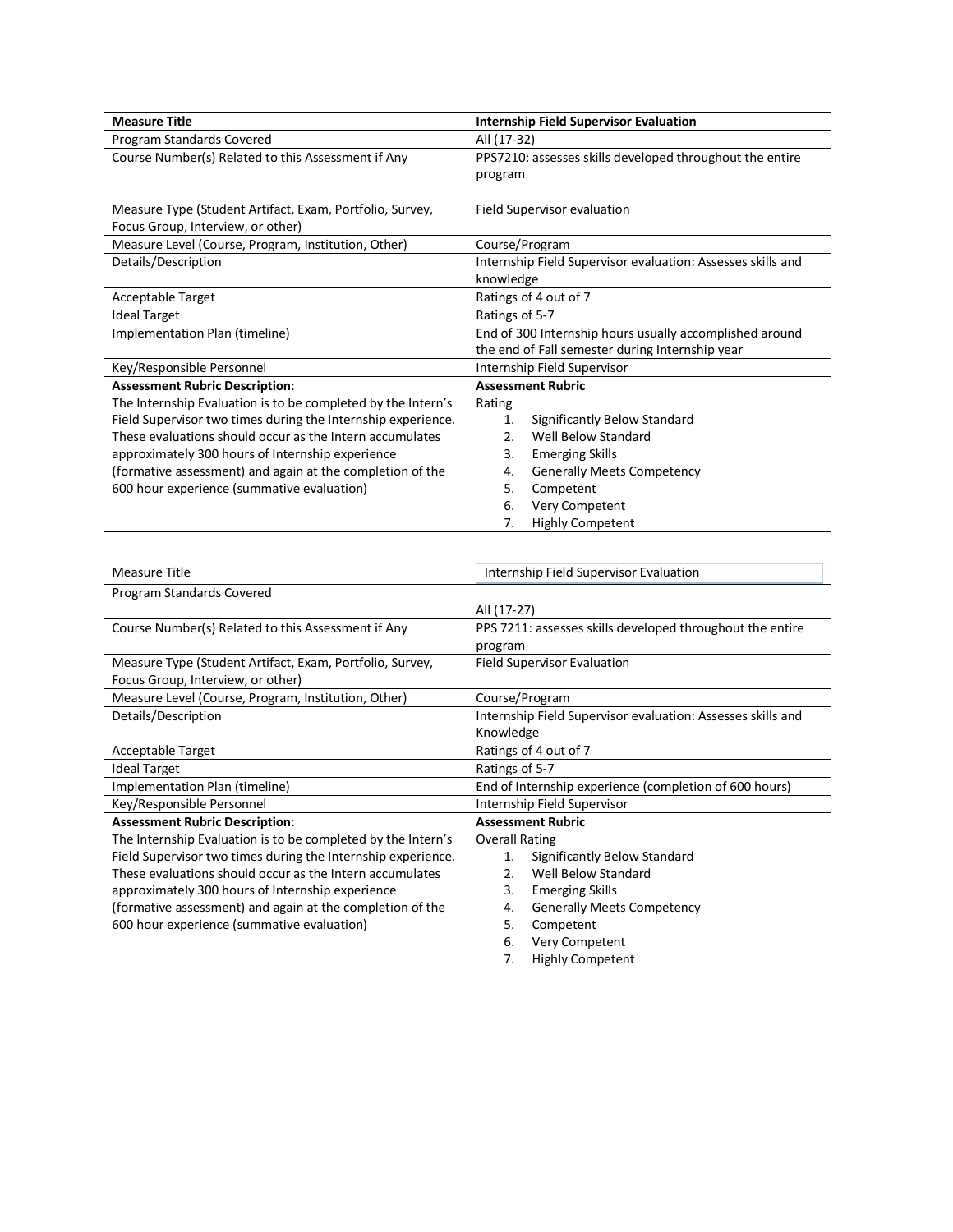| **Measure Title** | **Internship Field Supervisor Evaluation** |
|---|---|
| Program Standards Covered | All (17-32) |
| Course Number(s) Related to this Assessment if Any | PPS7210: assesses skills developed throughout the entire program |
| Measure Type (Student Artifact, Exam, Portfolio, Survey, Focus Group, Interview, or other) | Field Supervisor evaluation |
| Measure Level (Course, Program, Institution, Other) | Course/Program |
| Details/Description | Internship Field Supervisor evaluation: Assesses skills and knowledge |
| Acceptable Target | Ratings of 4 out of 7 |
| Ideal Target | Ratings of 5-7 |
| Implementation Plan (timeline) | End of 300 Internship hours usually accomplished around the end of Fall semester during Internship year |
| Key/Responsible Personnel | Internship Field Supervisor |
| **Assessment Rubric Description**: The Internship Evaluation is to be completed by the Intern's Field Supervisor two times during the Internship experience. These evaluations should occur as the Intern accumulates approximately 300 hours of Internship experience (formative assessment) and again at the completion of the 600 hour experience (summative evaluation) | **Assessment Rubric** Rating 1. Significantly Below Standard 2. Well Below Standard 3. Emerging Skills 4. Generally Meets Competency 5. Competent 6. Very Competent 7. Highly Competent |

| Measure Title | Internship Field Supervisor Evaluation |
|---|---|
| Program Standards Covered | All (17-27) |
| Course Number(s) Related to this Assessment if Any | PPS 7211: assesses skills developed throughout the entire program |
| Measure Type (Student Artifact, Exam, Portfolio, Survey, Focus Group, Interview, or other) | Field Supervisor Evaluation |
| Measure Level (Course, Program, Institution, Other) | Course/Program |
| Details/Description | Internship Field Supervisor evaluation: Assesses skills and Knowledge |
| Acceptable Target | Ratings of 4 out of 7 |
| Ideal Target | Ratings of 5-7 |
| Implementation Plan (timeline) | End of Internship experience (completion of 600 hours) |
| Key/Responsible Personnel | Internship Field Supervisor |
| **Assessment Rubric Description**: The Internship Evaluation is to be completed by the Intern's Field Supervisor two times during the Internship experience. These evaluations should occur as the Intern accumulates approximately 300 hours of Internship experience (formative assessment) and again at the completion of the 600 hour experience (summative evaluation) | **Assessment Rubric** Overall Rating 1. Significantly Below Standard 2. Well Below Standard 3. Emerging Skills 4. Generally Meets Competency 5. Competent 6. Very Competent 7. Highly Competent |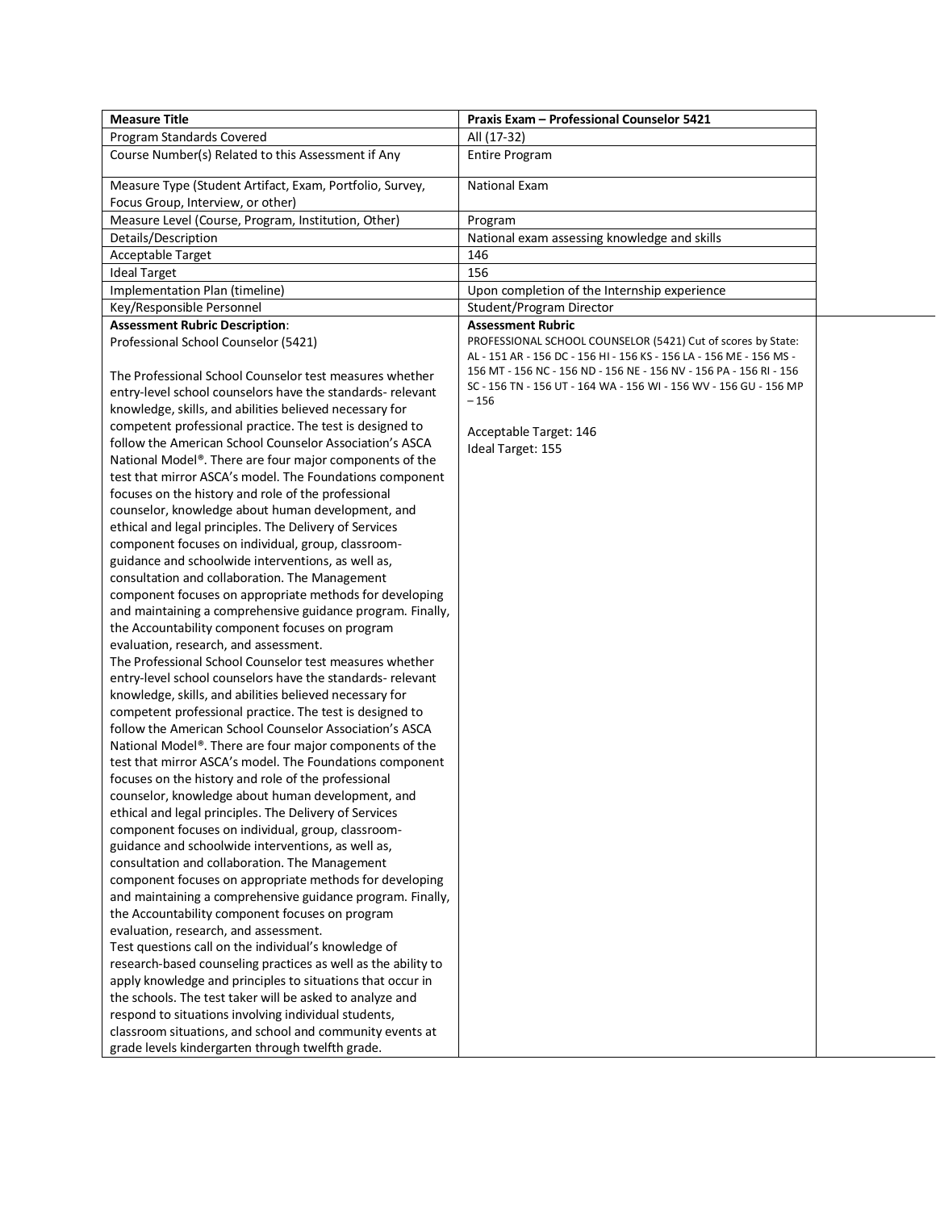| Measure Title | Praxis Exam – Professional Counselor 5421 |
|---|---|
| Program Standards Covered | All (17-32) |
| Course Number(s) Related to this Assessment if Any | Entire Program |
| Measure Type (Student Artifact, Exam, Portfolio, Survey, Focus Group, Interview, or other) | National Exam |
| Measure Level (Course, Program, Institution, Other) | Program |
| Details/Description | National exam assessing knowledge and skills |
| Acceptable Target | 146 |
| Ideal Target | 156 |
| Implementation Plan (timeline) | Upon completion of the Internship experience |
| Key/Responsible Personnel | Student/Program Director |
| **Assessment Rubric Description**:<br>Professional School Counselor (5421)<br><br>The Professional School Counselor test measures whether entry-level school counselors have the standards- relevant knowledge, skills, and abilities believed necessary for competent professional practice. The test is designed to follow the American School Counselor Association's ASCA National Model®. There are four major components of the test that mirror ASCA's model. The Foundations component focuses on the history and role of the professional counselor, knowledge about human development, and ethical and legal principles. The Delivery of Services component focuses on individual, group, classroom-guidance and schoolwide interventions, as well as, consultation and collaboration. The Management component focuses on appropriate methods for developing and maintaining a comprehensive guidance program. Finally, the Accountability component focuses on program evaluation, research, and assessment.<br>The Professional School Counselor test measures whether entry-level school counselors have the standards- relevant knowledge, skills, and abilities believed necessary for competent professional practice. The test is designed to follow the American School Counselor Association's ASCA National Model®. There are four major components of the test that mirror ASCA's model. The Foundations component focuses on the history and role of the professional counselor, knowledge about human development, and ethical and legal principles. The Delivery of Services component focuses on individual, group, classroom-guidance and schoolwide interventions, as well as, consultation and collaboration. The Management component focuses on appropriate methods for developing and maintaining a comprehensive guidance program. Finally, the Accountability component focuses on program evaluation, research, and assessment.<br>Test questions call on the individual's knowledge of research-based counseling practices as well as the ability to apply knowledge and principles to situations that occur in the schools. The test taker will be asked to analyze and respond to situations involving individual students, classroom situations, and school and community events at grade levels kindergarten through twelfth grade. | **Assessment Rubric**<br>PROFESSIONAL SCHOOL COUNSELOR (5421) Cut of scores by State: AL - 151 AR - 156 DC - 156 HI - 156 KS - 156 LA - 156 ME - 156 MS - 156 MT - 156 NC - 156 ND - 156 NE - 156 NV - 156 PA - 156 RI - 156 SC - 156 TN - 156 UT - 164 WA - 156 WI - 156 WV - 156 GU - 156 MP – 156<br><br>Acceptable Target: 146<br>Ideal Target: 155 |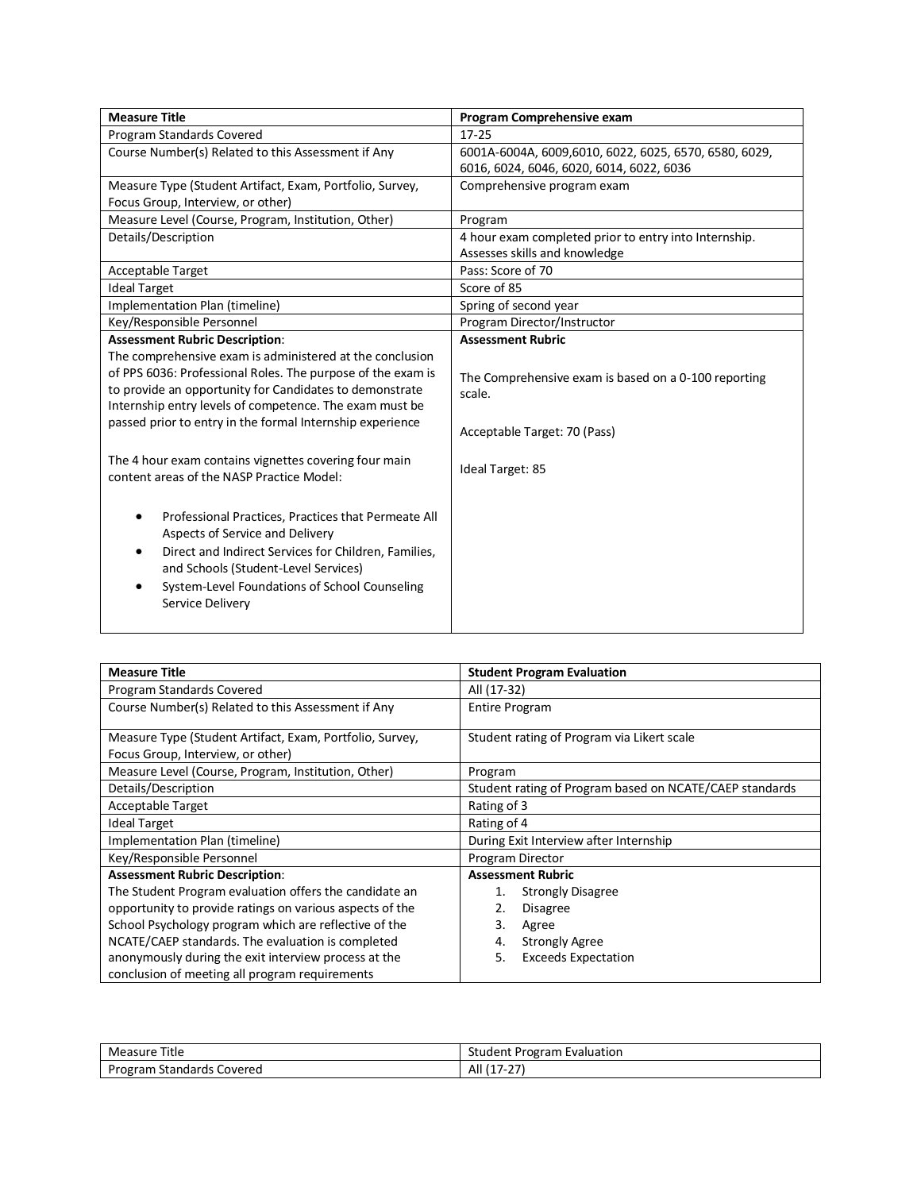| **Measure Title** | **Program Comprehensive exam** |
|---|---|
| Program Standards Covered | 17-25 |
| Course Number(s) Related to this Assessment if Any | 6001A-6004A, 6009,6010, 6022, 6025, 6570, 6580, 6029, 6016, 6024, 6046, 6020, 6014, 6022, 6036 |
| Measure Type (Student Artifact, Exam, Portfolio, Survey, Focus Group, Interview, or other) | Comprehensive program exam |
| Measure Level (Course, Program, Institution, Other) | Program |
| Details/Description | 4 hour exam completed prior to entry into Internship. Assesses skills and knowledge |
| Acceptable Target | Pass: Score of 70 |
| Ideal Target | Score of 85 |
| Implementation Plan (timeline) | Spring of second year |
| Key/Responsible Personnel | Program Director/Instructor |
| **Assessment Rubric Description**: The comprehensive exam is administered at the conclusion of PPS 6036: Professional Roles. The purpose of the exam is to provide an opportunity for Candidates to demonstrate Internship entry levels of competence. The exam must be passed prior to entry in the formal Internship experience<br><br>The 4 hour exam contains vignettes covering four main content areas of the NASP Practice Model:<br>• Professional Practices, Practices that Permeate All Aspects of Service and Delivery<br>• Direct and Indirect Services for Children, Families, and Schools (Student-Level Services)<br>• System-Level Foundations of School Counseling Service Delivery | **Assessment Rubric**<br><br>The Comprehensive exam is based on a 0-100 reporting scale.<br><br>Acceptable Target: 70 (Pass)<br><br>Ideal Target: 85 |

| **Measure Title** | **Student Program Evaluation** |
|---|---|
| Program Standards Covered | All (17-32) |
| Course Number(s) Related to this Assessment if Any | Entire Program |
| Measure Type (Student Artifact, Exam, Portfolio, Survey, Focus Group, Interview, or other) | Student rating of Program via Likert scale |
| Measure Level (Course, Program, Institution, Other) | Program |
| Details/Description | Student rating of Program based on NCATE/CAEP standards |
| Acceptable Target | Rating of 3 |
| Ideal Target | Rating of 4 |
| Implementation Plan (timeline) | During Exit Interview after Internship |
| Key/Responsible Personnel | Program Director |
| **Assessment Rubric Description**: The Student Program evaluation offers the candidate an opportunity to provide ratings on various aspects of the School Psychology program which are reflective of the NCATE/CAEP standards. The evaluation is completed anonymously during the exit interview process at the conclusion of meeting all program requirements | **Assessment Rubric**<br>1. Strongly Disagree<br>2. Disagree<br>3. Agree<br>4. Strongly Agree<br>5. Exceeds Expectation |

| Measure Title | Student Program Evaluation |
|---|---|
| Program Standards Covered | All (17-27) |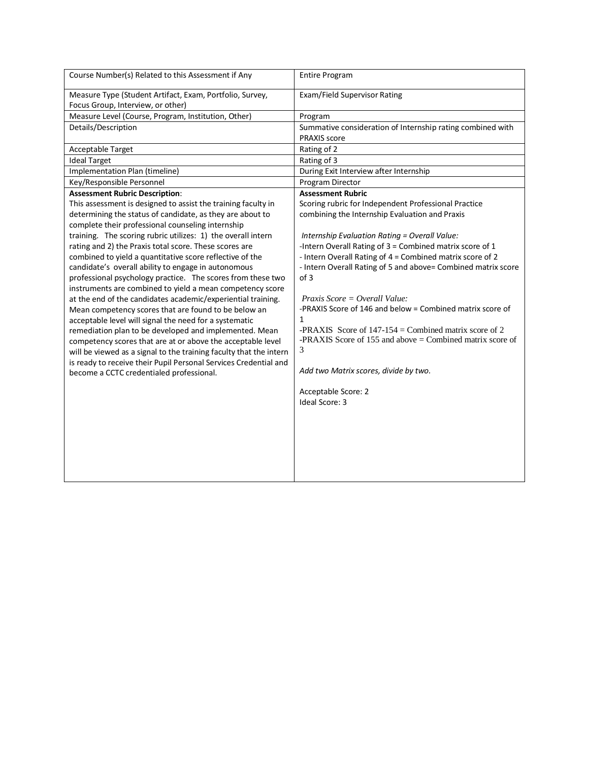| | |
|---|---|
| Course Number(s) Related to this Assessment if Any | Entire Program |
| Measure Type (Student Artifact, Exam, Portfolio, Survey, Focus Group, Interview, or other) | Exam/Field Supervisor Rating |
| Measure Level (Course, Program, Institution, Other) | Program |
| Details/Description | Summative consideration of Internship rating combined with PRAXIS score |
| Acceptable Target | Rating of 2 |
| Ideal Target | Rating of 3 |
| Implementation Plan (timeline) | During Exit Interview after Internship |
| Key/Responsible Personnel | Program Director |
| **Assessment Rubric Description**:<br>This assessment is designed to assist the training faculty in determining the status of candidate, as they are about to complete their professional counseling internship training. The scoring rubric utilizes: 1) the overall intern rating and 2) the Praxis total score. These scores are combined to yield a quantitative score reflective of the candidate's overall ability to engage in autonomous professional psychology practice. The scores from these two instruments are combined to yield a mean competency score at the end of the candidates academic/experiential training. Mean competency scores that are found to be below an acceptable level will signal the need for a systematic remediation plan to be developed and implemented. Mean competency scores that are at or above the acceptable level will be viewed as a signal to the training faculty that the intern is ready to receive their Pupil Personal Services Credential and become a CCTC credentialed professional. | **Assessment Rubric**<br>Scoring rubric for Independent Professional Practice combining the Internship Evaluation and Praxis<br><br>*Internship Evaluation Rating = Overall Value:*<br>-Intern Overall Rating of 3 = Combined matrix score of 1<br>- Intern Overall Rating of 4 = Combined matrix score of 2<br>- Intern Overall Rating of 5 and above= Combined matrix score of 3<br><br>*Praxis Score = Overall Value:*<br>-PRAXIS Score of 146 and below = Combined matrix score of 1<br>-PRAXIS Score of 147-154 = Combined matrix score of 2<br>-PRAXIS Score of 155 and above = Combined matrix score of 3<br><br>*Add two Matrix scores, divide by two.*<br><br>Acceptable Score: 2<br>Ideal Score: 3 |